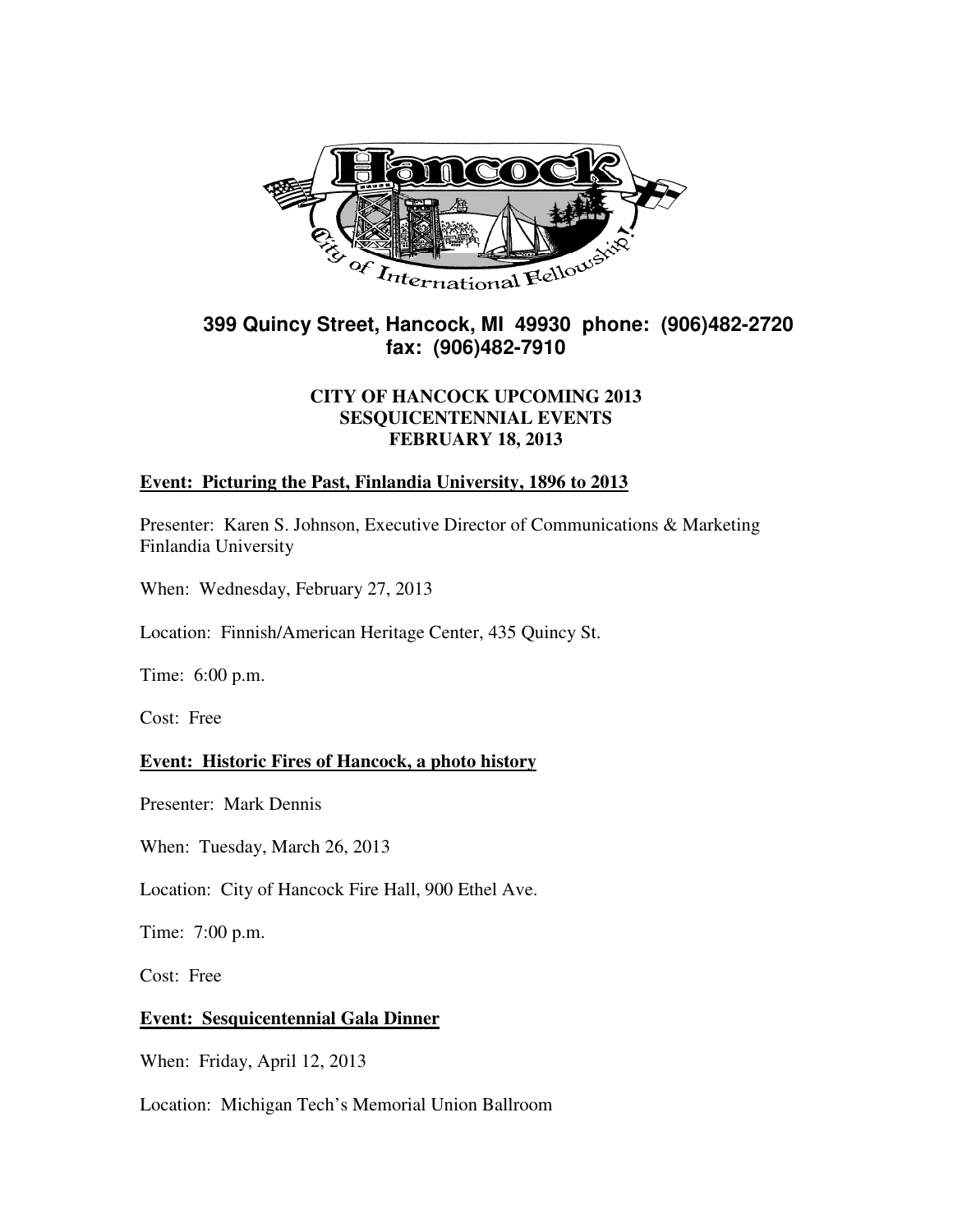399 Quincy Street, Hancock, MI 49930 phone: (906)482-2720
fax: (906)482-7910

# CITY OF HANCOCK UPCOMING 2013 SESQUICENTENNIAL EVENTS FEBRUARY 18, 2013

## Event: Picturing the Past, Finlandia University, 1896 to 2013

Presenter: Karen S. Johnson, Executive Director of Communications & Marketing Finlandia University

When: Wednesday, February 27, 2013

Location: Finnish/American Heritage Center, 435 Quincy St.

Time: 6:00 p.m.

Cost: Free

## Event: Historic Fires of Hancock, a photo history

Presenter: Mark Dennis

When: Tuesday, March 26, 2013

Location: City of Hancock Fire Hall, 900 Ethel Ave.

Time: 7:00 p.m.

Cost: Free

## Event: Sesquicentennial Gala Dinner

When: Friday, April 12, 2013

Location: Michigan Tech's Memorial Union Ballroom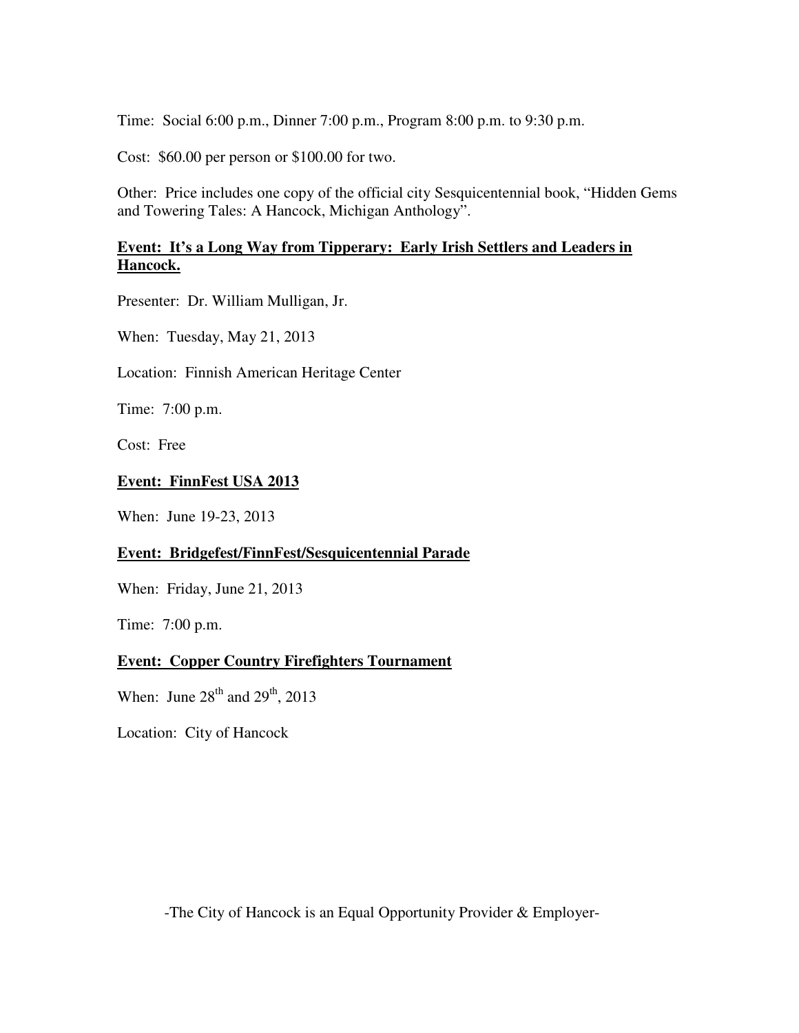Time: Social 6:00 p.m., Dinner 7:00 p.m., Program 8:00 p.m. to 9:30 p.m.

Cost: $60.00 per person or $100.00 for two.

Other: Price includes one copy of the official city Sesquicentennial book, "Hidden Gems and Towering Tales: A Hancock, Michigan Anthology".

**Event: It's a Long Way from Tipperary: Early Irish Settlers and Leaders in Hancock.**

Presenter: Dr. William Mulligan, Jr.

When: Tuesday, May 21, 2013

Location: Finnish American Heritage Center

Time: 7:00 p.m.

Cost: Free

**Event: FinnFest USA 2013**

When: June 19-23, 2013

**Event: Bridgefest/FinnFest/Sesquicentennial Parade**

When: Friday, June 21, 2013

Time: 7:00 p.m.

**Event: Copper Country Firefighters Tournament**

When: June 28th and 29th, 2013

Location: City of Hancock

-The City of Hancock is an Equal Opportunity Provider & Employer-